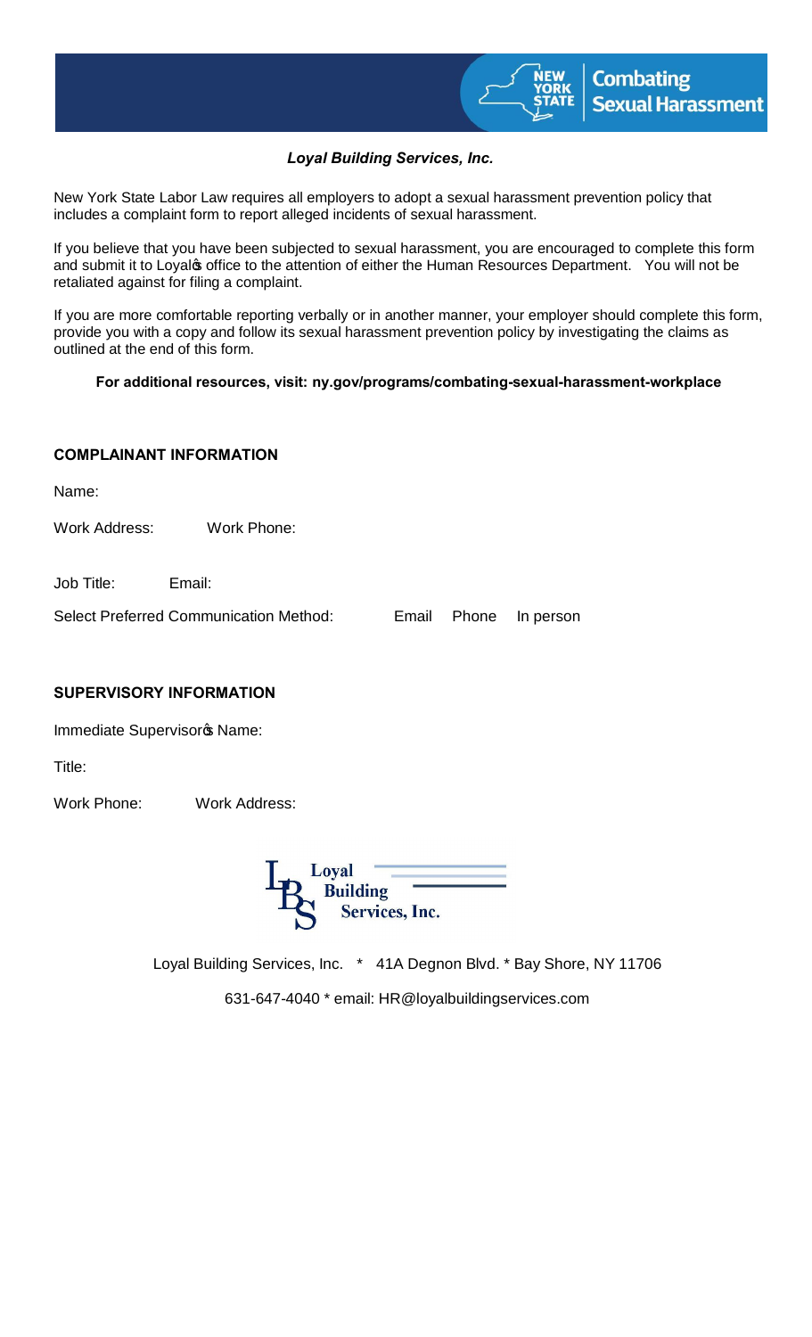**Combating Sexual Harassment**

***Loyal Building Services, Inc.***

New York State Labor Law requires all employers to adopt a sexual harassment prevention policy that includes a complaint form to report alleged incidents of sexual harassment.

If you believe that you have been subjected to sexual harassment, you are encouraged to complete this form and submit it to Loyal's office to the attention of either the Human Resources Department. You will not be retaliated against for filing a complaint.

If you are more comfortable reporting verbally or in another manner, your employer should complete this form, provide you with a copy and follow its sexual harassment prevention policy by investigating the claims as outlined at the end of this form.

**For additional resources, visit: ny.gov/programs/combating-sexual-harassment-workplace**

## COMPLAINANT INFORMATION

Name:

Work Address: Work Phone:

Job Title: Email:

Select Preferred Communication Method: Email Phone In person

## SUPERVISORY INFORMATION

Immediate Supervisor's Name:

Title:

Work Phone: Work Address:

Loyal Building Services, Inc.

Loyal Building Services, Inc. * 41A Degnon Blvd. * Bay Shore, NY 11706

631-647-4040 * email: HR@loyalbuildingservices.com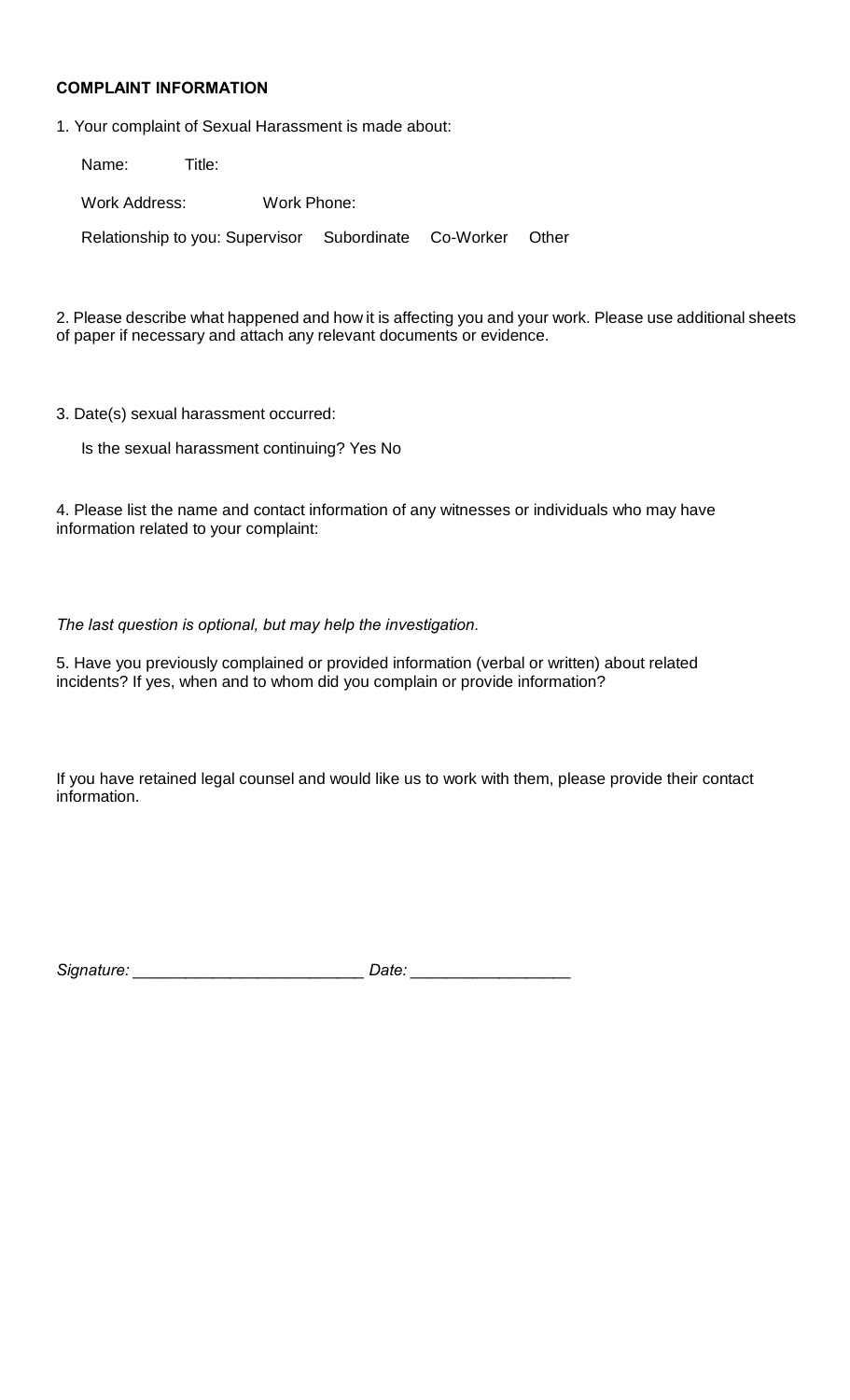**COMPLAINT INFORMATION**

1. Your complaint of Sexual Harassment is made about:

Name: Title:

Work Address: Work Phone:

Relationship to you: Supervisor Subordinate Co-Worker Other

2. Please describe what happened and how it is affecting you and your work. Please use additional sheets of paper if necessary and attach any relevant documents or evidence.

3. Date(s) sexual harassment occurred:

Is the sexual harassment continuing? Yes No

4. Please list the name and contact information of any witnesses or individuals who may have information related to your complaint:

*The last question is optional, but may help the investigation.*

5. Have you previously complained or provided information (verbal or written) about related incidents? If yes, when and to whom did you complain or provide information?

If you have retained legal counsel and would like us to work with them, please provide their contact information.

*Signature:* _________________________ *Date:* _________________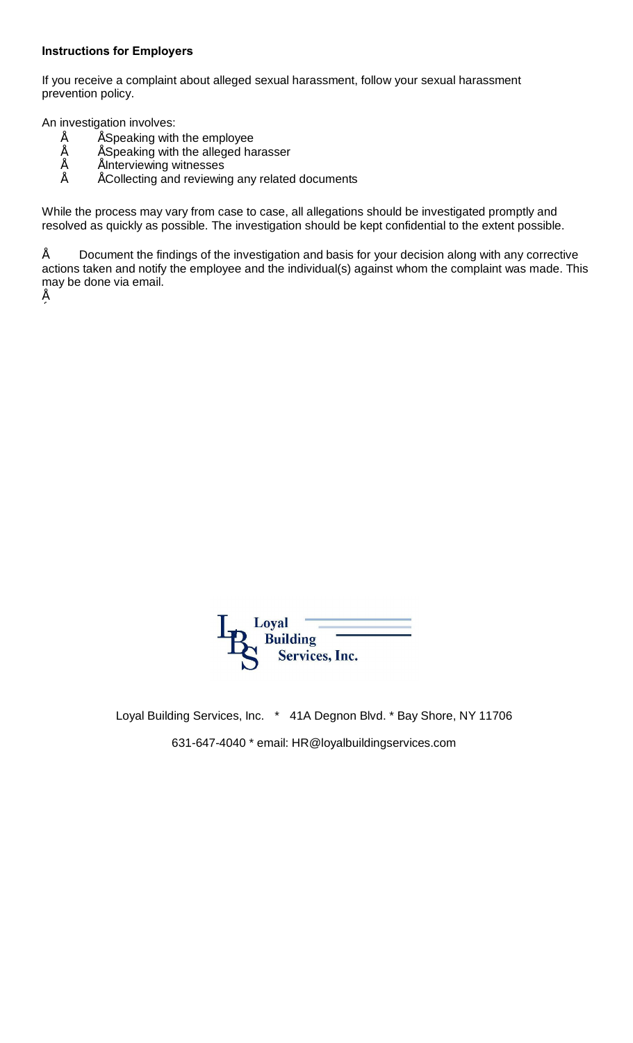**Instructions for Employers**

If you receive a complaint about alleged sexual harassment, follow your sexual harassment prevention policy.

An investigation involves:

- Speaking with the employee
- Speaking with the alleged harasser
- Interviewing witnesses
- Collecting and reviewing any related documents

While the process may vary from case to case, all allegations should be investigated promptly and resolved as quickly as possible. The investigation should be kept confidential to the extent possible.

- Document the findings of the investigation and basis for your decision along with any corrective actions taken and notify the employee and the individual(s) against whom the complaint was made. This may be done via email.

Loyal Building Services, Inc.

Loyal Building Services, Inc. * 41A Degnon Blvd. * Bay Shore, NY 11706

631-647-4040 * email: HR@loyalbuildingservices.com